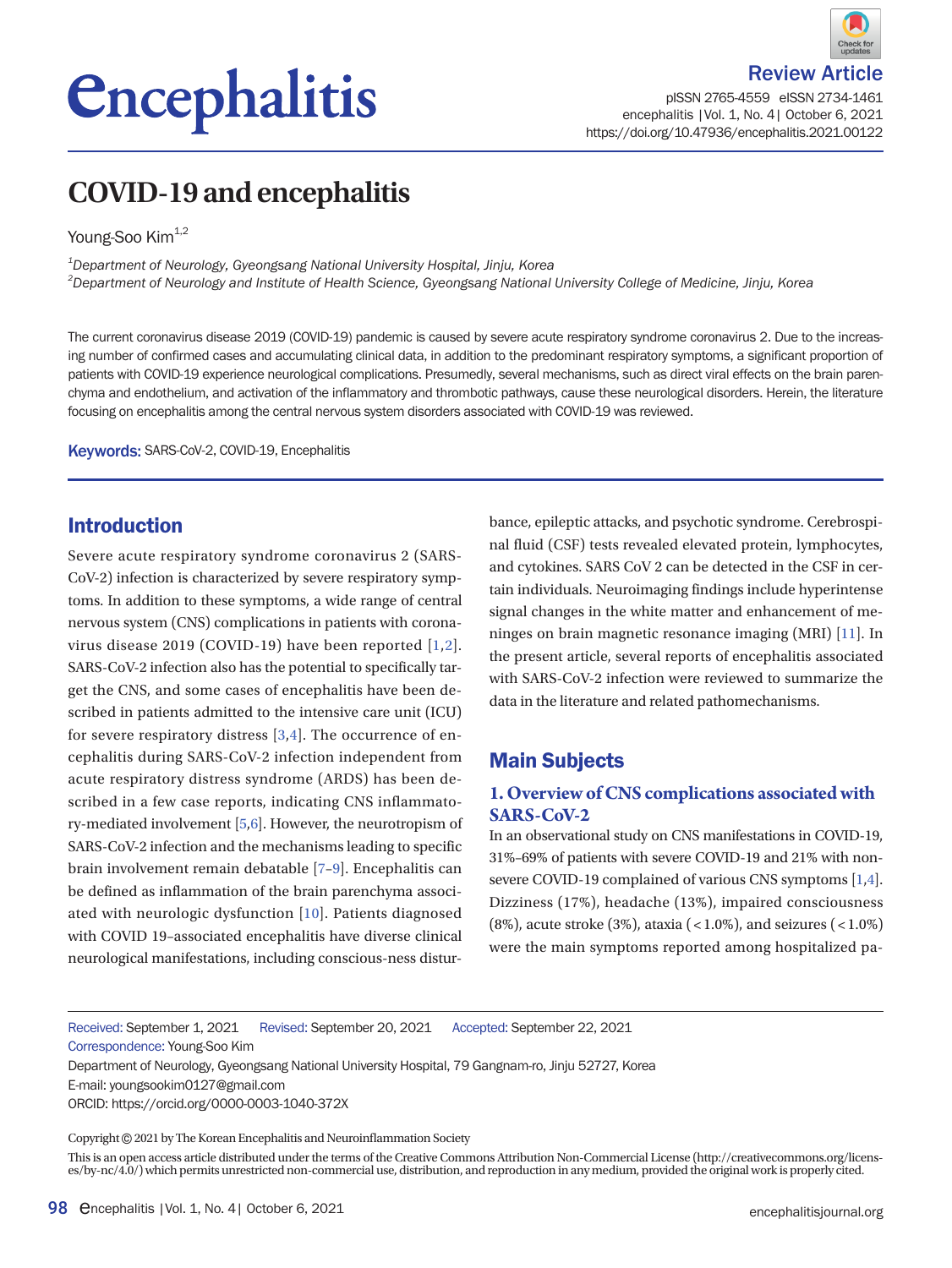Review Article

pISSN 2765-4559 eISSN 2734-1461
https://doi.org/10.47936/encephalitis.2021.00122

# COVID-19 and encephalitis

Young-Soo Kim[1,2]

[1]Department of Neurology, Gyeongsang National University Hospital, Jinju, Korea
[2]Department of Neurology and Institute of Health Science, Gyeongsang National University College of Medicine, Jinju, Korea

The current coronavirus disease 2019 (COVID-19) pandemic is caused by severe acute respiratory syndrome coronavirus 2. Due to the increasing number of confirmed cases and accumulating clinical data, in addition to the predominant respiratory symptoms, a significant proportion of patients with COVID-19 experience neurological complications. Presumedly, several mechanisms, such as direct viral effects on the brain parenchyma and endothelium, and activation of the inflammatory and thrombotic pathways, cause these neurological disorders. Herein, the literature focusing on encephalitis among the central nervous system disorders associated with COVID-19 was reviewed.

**Keywords:** SARS-CoV-2, COVID-19, Encephalitis

## Introduction

Severe acute respiratory syndrome coronavirus 2 (SARS-CoV-2) infection is characterized by severe respiratory symptoms. In addition to these symptoms, a wide range of central nervous system (CNS) complications in patients with coronavirus disease 2019 (COVID-19) have been reported [1,2]. SARS-CoV-2 infection also has the potential to specifically target the CNS, and some cases of encephalitis have been described in patients admitted to the intensive care unit (ICU) for severe respiratory distress [3,4]. The occurrence of encephalitis during SARS-CoV-2 infection independent from acute respiratory distress syndrome (ARDS) has been described in a few case reports, indicating CNS inflammatory-mediated involvement [5,6]. However, the neurotropism of SARS-CoV-2 infection and the mechanisms leading to specific brain involvement remain debatable [7–9]. Encephalitis can be defined as inflammation of the brain parenchyma associated with neurologic dysfunction [10]. Patients diagnosed with COVID 19–associated encephalitis have diverse clinical neurological manifestations, including conscious-ness disturbance, epileptic attacks, and psychotic syndrome. Cerebrospinal fluid (CSF) tests revealed elevated protein, lymphocytes, and cytokines. SARS CoV 2 can be detected in the CSF in certain individuals. Neuroimaging findings include hyperintense signal changes in the white matter and enhancement of meninges on brain magnetic resonance imaging (MRI) [11]. In the present article, several reports of encephalitis associated with SARS-CoV-2 infection were reviewed to summarize the data in the literature and related pathomechanisms.

## Main Subjects

### 1. Overview of CNS complications associated with SARS-CoV-2

In an observational study on CNS manifestations in COVID-19, 31%–69% of patients with severe COVID-19 and 21% with non-severe COVID-19 complained of various CNS symptoms [1,4]. Dizziness (17%), headache (13%), impaired consciousness (8%), acute stroke (3%), ataxia (< 1.0%), and seizures (< 1.0%) were the main symptoms reported among hospitalized pa-

Received: September 1, 2021 Revised: September 20, 2021 Accepted: September 22, 2021
Correspondence: Young-Soo Kim
Department of Neurology, Gyeongsang National University Hospital, 79 Gangnam-ro, Jinju 52727, Korea
E-mail: youngsookim0127@gmail.com
ORCID: https://orcid.org/0000-0003-1040-372X

Copyright © 2021 by The Korean Encephalitis and Neuroinflammation Society

This is an open access article distributed under the terms of the Creative Commons Attribution Non-Commercial License (http://creativecommons.org/licenses/by-nc/4.0/) which permits unrestricted non-commercial use, distribution, and reproduction in any medium, provided the original work is properly cited.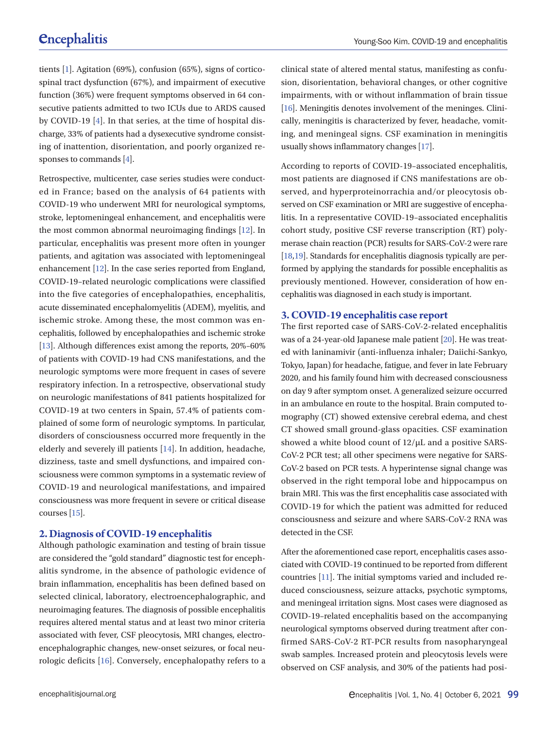tients [1]. Agitation (69%), confusion (65%), signs of corticospinal tract dysfunction (67%), and impairment of executive function (36%) were frequent symptoms observed in 64 consecutive patients admitted to two ICUs due to ARDS caused by COVID-19 [4]. In that series, at the time of hospital discharge, 33% of patients had a dysexecutive syndrome consisting of inattention, disorientation, and poorly organized responses to commands [4].

Retrospective, multicenter, case series studies were conducted in France; based on the analysis of 64 patients with COVID-19 who underwent MRI for neurological symptoms, stroke, leptomeningeal enhancement, and encephalitis were the most common abnormal neuroimaging findings [12]. In particular, encephalitis was present more often in younger patients, and agitation was associated with leptomeningeal enhancement [12]. In the case series reported from England, COVID-19–related neurologic complications were classified into the five categories of encephalopathies, encephalitis, acute disseminated encephalomyelitis (ADEM), myelitis, and ischemic stroke. Among these, the most common was encephalitis, followed by encephalopathies and ischemic stroke [13]. Although differences exist among the reports, 20%–60% of patients with COVID-19 had CNS manifestations, and the neurologic symptoms were more frequent in cases of severe respiratory infection. In a retrospective, observational study on neurologic manifestations of 841 patients hospitalized for COVID-19 at two centers in Spain, 57.4% of patients complained of some form of neurologic symptoms. In particular, disorders of consciousness occurred more frequently in the elderly and severely ill patients [14]. In addition, headache, dizziness, taste and smell dysfunctions, and impaired consciousness were common symptoms in a systematic review of COVID-19 and neurological manifestations, and impaired consciousness was more frequent in severe or critical disease courses [15].

## 2. Diagnosis of COVID-19 encephalitis

Although pathologic examination and testing of brain tissue are considered the "gold standard" diagnostic test for encephalitis syndrome, in the absence of pathologic evidence of brain inflammation, encephalitis has been defined based on selected clinical, laboratory, electroencephalographic, and neuroimaging features. The diagnosis of possible encephalitis requires altered mental status and at least two minor criteria associated with fever, CSF pleocytosis, MRI changes, electroencephalographic changes, new-onset seizures, or focal neurologic deficits [16]. Conversely, encephalopathy refers to a clinical state of altered mental status, manifesting as confusion, disorientation, behavioral changes, or other cognitive impairments, with or without inflammation of brain tissue [16]. Meningitis denotes involvement of the meninges. Clinically, meningitis is characterized by fever, headache, vomiting, and meningeal signs. CSF examination in meningitis usually shows inflammatory changes [17].

According to reports of COVID-19–associated encephalitis, most patients are diagnosed if CNS manifestations are observed, and hyperproteinorrachia and/or pleocytosis observed on CSF examination or MRI are suggestive of encephalitis. In a representative COVID-19–associated encephalitis cohort study, positive CSF reverse transcription (RT) polymerase chain reaction (PCR) results for SARS-CoV-2 were rare [18,19]. Standards for encephalitis diagnosis typically are performed by applying the standards for possible encephalitis as previously mentioned. However, consideration of how encephalitis was diagnosed in each study is important.

## 3. COVID-19 encephalitis case report

The first reported case of SARS-CoV-2-related encephalitis was of a 24-year-old Japanese male patient [20]. He was treated with laninamivir (anti-influenza inhaler; Daiichi-Sankyo, Tokyo, Japan) for headache, fatigue, and fever in late February 2020, and his family found him with decreased consciousness on day 9 after symptom onset. A generalized seizure occurred in an ambulance en route to the hospital. Brain computed tomography (CT) showed extensive cerebral edema, and chest CT showed small ground-glass opacities. CSF examination showed a white blood count of 12/μL and a positive SARS-CoV-2 PCR test; all other specimens were negative for SARS-CoV-2 based on PCR tests. A hyperintense signal change was observed in the right temporal lobe and hippocampus on brain MRI. This was the first encephalitis case associated with COVID-19 for which the patient was admitted for reduced consciousness and seizure and where SARS-CoV-2 RNA was detected in the CSF.

After the aforementioned case report, encephalitis cases associated with COVID-19 continued to be reported from different countries [11]. The initial symptoms varied and included reduced consciousness, seizure attacks, psychotic symptoms, and meningeal irritation signs. Most cases were diagnosed as COVID-19–related encephalitis based on the accompanying neurological symptoms observed during treatment after confirmed SARS-CoV-2 RT-PCR results from nasopharyngeal swab samples. Increased protein and pleocytosis levels were observed on CSF analysis, and 30% of the patients had posi-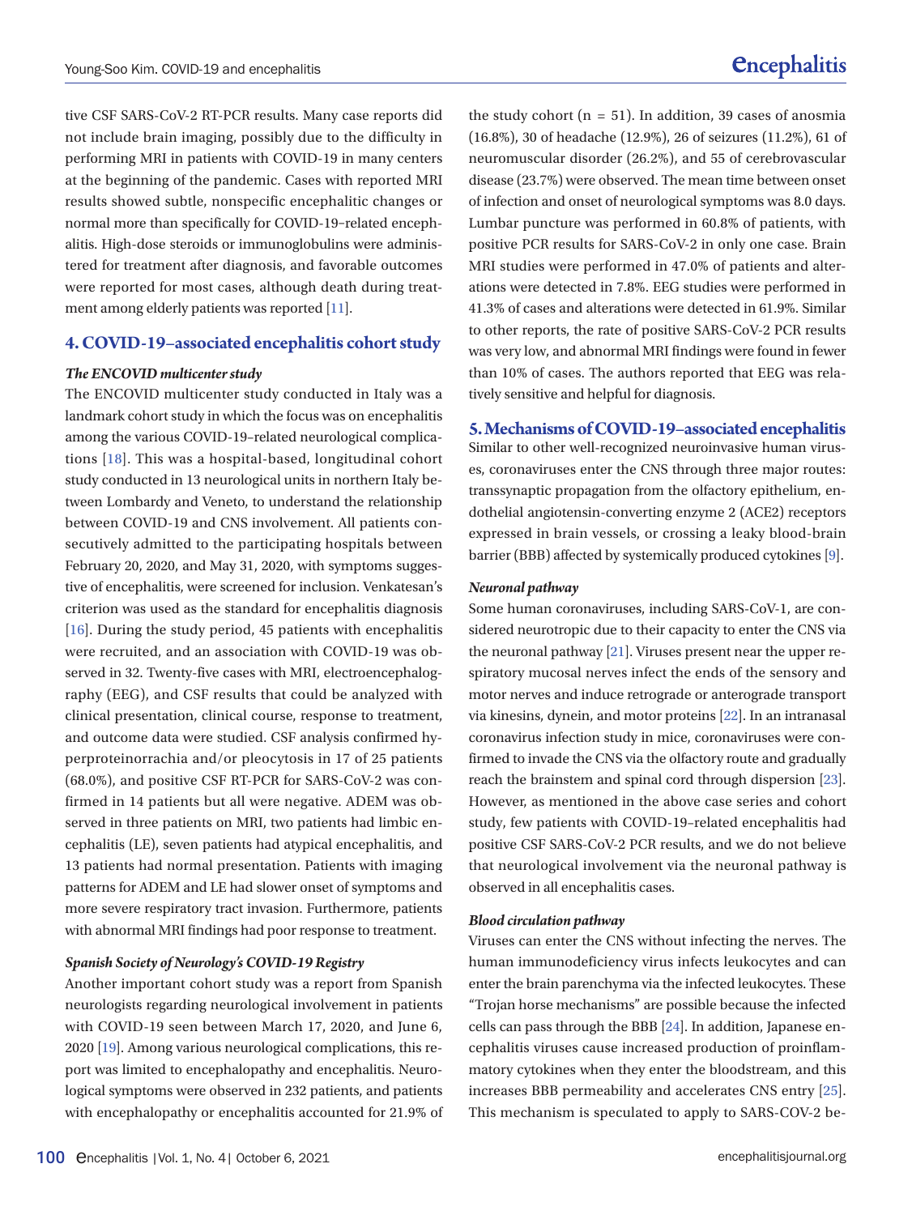tive CSF SARS-CoV-2 RT-PCR results. Many case reports did not include brain imaging, possibly due to the difficulty in performing MRI in patients with COVID-19 in many centers at the beginning of the pandemic. Cases with reported MRI results showed subtle, nonspecific encephalitic changes or normal more than specifically for COVID-19–related encephalitis. High-dose steroids or immunoglobulins were administered for treatment after diagnosis, and favorable outcomes were reported for most cases, although death during treatment among elderly patients was reported [11].

## 4. COVID-19–associated encephalitis cohort study

### *The ENCOVID multicenter study*

The ENCOVID multicenter study conducted in Italy was a landmark cohort study in which the focus was on encephalitis among the various COVID-19–related neurological complications [18]. This was a hospital-based, longitudinal cohort study conducted in 13 neurological units in northern Italy between Lombardy and Veneto, to understand the relationship between COVID-19 and CNS involvement. All patients consecutively admitted to the participating hospitals between February 20, 2020, and May 31, 2020, with symptoms suggestive of encephalitis, were screened for inclusion. Venkatesan's criterion was used as the standard for encephalitis diagnosis [16]. During the study period, 45 patients with encephalitis were recruited, and an association with COVID-19 was observed in 32. Twenty-five cases with MRI, electroencephalography (EEG), and CSF results that could be analyzed with clinical presentation, clinical course, response to treatment, and outcome data were studied. CSF analysis confirmed hyperproteinorrachia and/or pleocytosis in 17 of 25 patients (68.0%), and positive CSF RT-PCR for SARS-CoV-2 was confirmed in 14 patients but all were negative. ADEM was observed in three patients on MRI, two patients had limbic encephalitis (LE), seven patients had atypical encephalitis, and 13 patients had normal presentation. Patients with imaging patterns for ADEM and LE had slower onset of symptoms and more severe respiratory tract invasion. Furthermore, patients with abnormal MRI findings had poor response to treatment.

### *Spanish Society of Neurology's COVID-19 Registry*

Another important cohort study was a report from Spanish neurologists regarding neurological involvement in patients with COVID-19 seen between March 17, 2020, and June 6, 2020 [19]. Among various neurological complications, this report was limited to encephalopathy and encephalitis. Neurological symptoms were observed in 232 patients, and patients with encephalopathy or encephalitis accounted for 21.9% of the study cohort (n = 51). In addition, 39 cases of anosmia (16.8%), 30 of headache (12.9%), 26 of seizures (11.2%), 61 of neuromuscular disorder (26.2%), and 55 of cerebrovascular disease (23.7%) were observed. The mean time between onset of infection and onset of neurological symptoms was 8.0 days. Lumbar puncture was performed in 60.8% of patients, with positive PCR results for SARS-CoV-2 in only one case. Brain MRI studies were performed in 47.0% of patients and alterations were detected in 7.8%. EEG studies were performed in 41.3% of cases and alterations were detected in 61.9%. Similar to other reports, the rate of positive SARS-CoV-2 PCR results was very low, and abnormal MRI findings were found in fewer than 10% of cases. The authors reported that EEG was relatively sensitive and helpful for diagnosis.

## 5. Mechanisms of COVID-19–associated encephalitis

Similar to other well-recognized neuroinvasive human viruses, coronaviruses enter the CNS through three major routes: transsynaptic propagation from the olfactory epithelium, endothelial angiotensin-converting enzyme 2 (ACE2) receptors expressed in brain vessels, or crossing a leaky blood-brain barrier (BBB) affected by systemically produced cytokines [9].

### *Neuronal pathway*

Some human coronaviruses, including SARS-CoV-1, are considered neurotropic due to their capacity to enter the CNS via the neuronal pathway [21]. Viruses present near the upper respiratory mucosal nerves infect the ends of the sensory and motor nerves and induce retrograde or anterograde transport via kinesins, dynein, and motor proteins [22]. In an intranasal coronavirus infection study in mice, coronaviruses were confirmed to invade the CNS via the olfactory route and gradually reach the brainstem and spinal cord through dispersion [23]. However, as mentioned in the above case series and cohort study, few patients with COVID-19–related encephalitis had positive CSF SARS-CoV-2 PCR results, and we do not believe that neurological involvement via the neuronal pathway is observed in all encephalitis cases.

### *Blood circulation pathway*

Viruses can enter the CNS without infecting the nerves. The human immunodeficiency virus infects leukocytes and can enter the brain parenchyma via the infected leukocytes. These "Trojan horse mechanisms" are possible because the infected cells can pass through the BBB [24]. In addition, Japanese encephalitis viruses cause increased production of proinflammatory cytokines when they enter the bloodstream, and this increases BBB permeability and accelerates CNS entry [25]. This mechanism is speculated to apply to SARS-COV-2 be-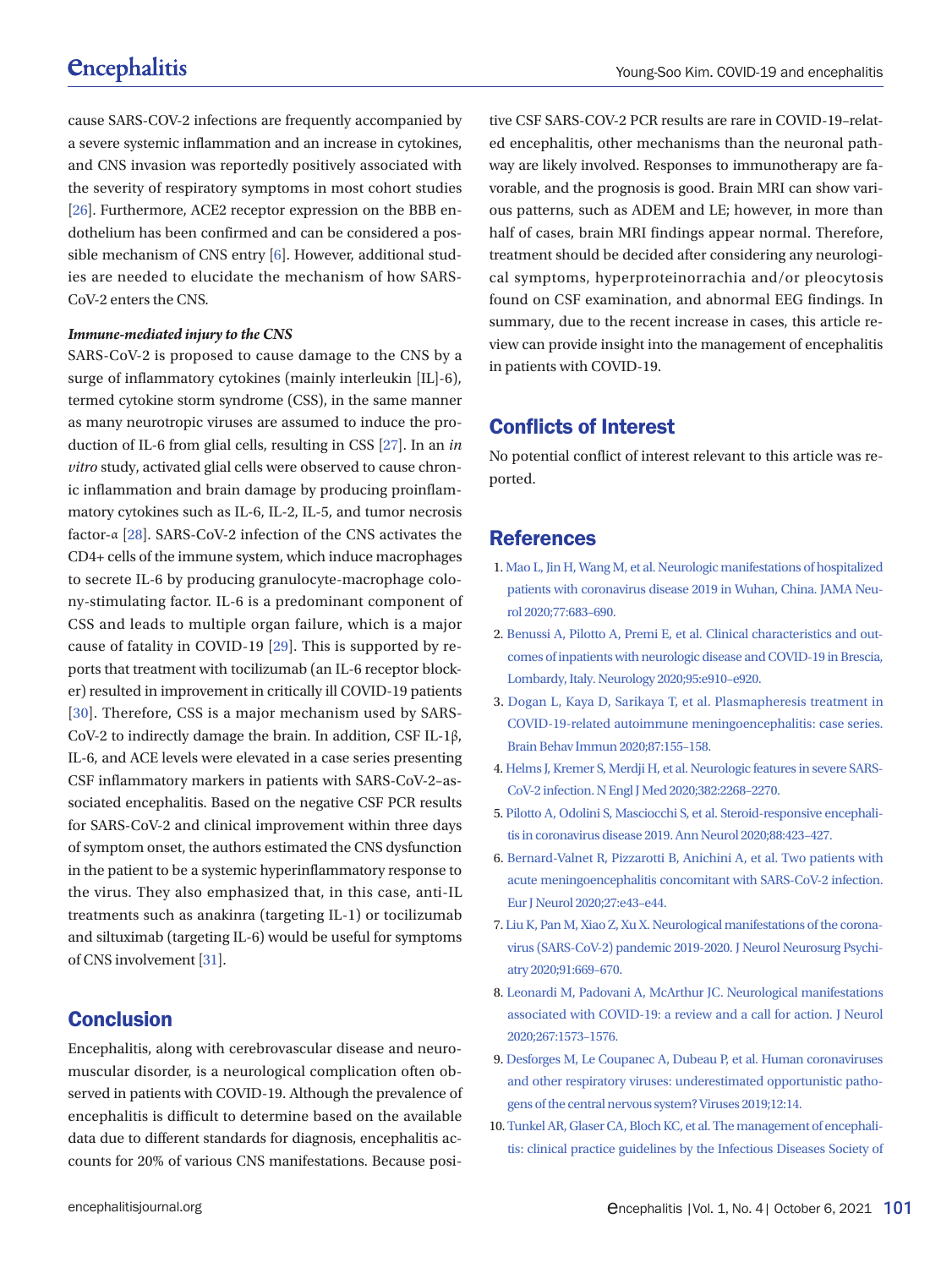cause SARS-COV-2 infections are frequently accompanied by a severe systemic inflammation and an increase in cytokines, and CNS invasion was reportedly positively associated with the severity of respiratory symptoms in most cohort studies [26]. Furthermore, ACE2 receptor expression on the BBB endothelium has been confirmed and can be considered a possible mechanism of CNS entry [6]. However, additional studies are needed to elucidate the mechanism of how SARS-CoV-2 enters the CNS.

### *Immune-mediated injury to the CNS*

SARS-CoV-2 is proposed to cause damage to the CNS by a surge of inflammatory cytokines (mainly interleukin [IL]-6), termed cytokine storm syndrome (CSS), in the same manner as many neurotropic viruses are assumed to induce the production of IL-6 from glial cells, resulting in CSS [27]. In an *in vitro* study, activated glial cells were observed to cause chronic inflammation and brain damage by producing proinflammatory cytokines such as IL-6, IL-2, IL-5, and tumor necrosis factor-α [28]. SARS-CoV-2 infection of the CNS activates the CD4+ cells of the immune system, which induce macrophages to secrete IL-6 by producing granulocyte-macrophage colony-stimulating factor. IL-6 is a predominant component of CSS and leads to multiple organ failure, which is a major cause of fatality in COVID-19 [29]. This is supported by reports that treatment with tocilizumab (an IL-6 receptor blocker) resulted in improvement in critically ill COVID-19 patients [30]. Therefore, CSS is a major mechanism used by SARS-CoV-2 to indirectly damage the brain. In addition, CSF IL-1β, IL-6, and ACE levels were elevated in a case series presenting CSF inflammatory markers in patients with SARS-CoV-2–associated encephalitis. Based on the negative CSF PCR results for SARS-CoV-2 and clinical improvement within three days of symptom onset, the authors estimated the CNS dysfunction in the patient to be a systemic hyperinflammatory response to the virus. They also emphasized that, in this case, anti-IL treatments such as anakinra (targeting IL-1) or tocilizumab and siltuximab (targeting IL-6) would be useful for symptoms of CNS involvement [31].

## Conclusion

Encephalitis, along with cerebrovascular disease and neuromuscular disorder, is a neurological complication often observed in patients with COVID-19. Although the prevalence of encephalitis is difficult to determine based on the available data due to different standards for diagnosis, encephalitis accounts for 20% of various CNS manifestations. Because positive CSF SARS-COV-2 PCR results are rare in COVID-19–related encephalitis, other mechanisms than the neuronal pathway are likely involved. Responses to immunotherapy are favorable, and the prognosis is good. Brain MRI can show various patterns, such as ADEM and LE; however, in more than half of cases, brain MRI findings appear normal. Therefore, treatment should be decided after considering any neurological symptoms, hyperproteinorrachia and/or pleocytosis found on CSF examination, and abnormal EEG findings. In summary, due to the recent increase in cases, this article review can provide insight into the management of encephalitis in patients with COVID-19.

## Conflicts of Interest

No potential conflict of interest relevant to this article was reported.

## References

1. Mao L, Jin H, Wang M, et al. Neurologic manifestations of hospitalized patients with coronavirus disease 2019 in Wuhan, China. JAMA Neurol 2020;77:683–690.
2. Benussi A, Pilotto A, Premi E, et al. Clinical characteristics and outcomes of inpatients with neurologic disease and COVID-19 in Brescia, Lombardy, Italy. Neurology 2020;95:e910–e920.
3. Dogan L, Kaya D, Sarikaya T, et al. Plasmapheresis treatment in COVID-19-related autoimmune meningoencephalitis: case series. Brain Behav Immun 2020;87:155–158.
4. Helms J, Kremer S, Merdji H, et al. Neurologic features in severe SARS-CoV-2 infection. N Engl J Med 2020;382:2268–2270.
5. Pilotto A, Odolini S, Masciocchi S, et al. Steroid-responsive encephalitis in coronavirus disease 2019. Ann Neurol 2020;88:423–427.
6. Bernard-Valnet R, Pizzarotti B, Anichini A, et al. Two patients with acute meningoencephalitis concomitant with SARS-CoV-2 infection. Eur J Neurol 2020;27:e43–e44.
7. Liu K, Pan M, Xiao Z, Xu X. Neurological manifestations of the coronavirus (SARS-CoV-2) pandemic 2019-2020. J Neurol Neurosurg Psychiatry 2020;91:669–670.
8. Leonardi M, Padovani A, McArthur JC. Neurological manifestations associated with COVID-19: a review and a call for action. J Neurol 2020;267:1573–1576.
9. Desforges M, Le Coupanec A, Dubeau P, et al. Human coronaviruses and other respiratory viruses: underestimated opportunistic pathogens of the central nervous system? Viruses 2019;12:14.
10. Tunkel AR, Glaser CA, Bloch KC, et al. The management of encephalitis: clinical practice guidelines by the Infectious Diseases Society of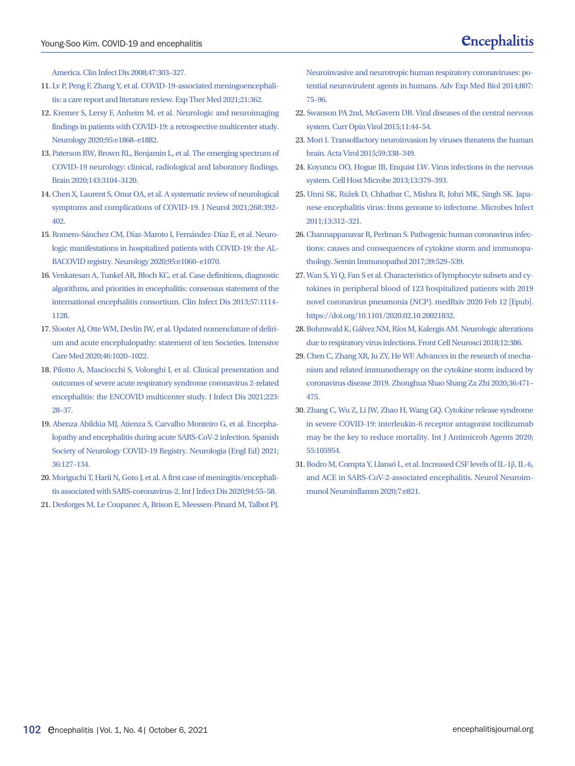America. Clin Infect Dis 2008;47:303–327.

11. Lv P, Peng F, Zhang Y, et al. COVID-19-associated meningoencephalitis: a care report and literature review. Exp Ther Med 2021;21:362.
12. Kremer S, Lersy F, Anheim M, et al. Neurologic and neuroimaging findings in patients with COVID-19: a retrospective multicenter study. Neurology 2020;95:e1868–e1882.
13. Paterson RW, Brown RL, Benjamin L, et al. The emerging spectrum of COVID-19 neurology: clinical, radiological and laboratory findings. Brain 2020;143:3104–3120.
14. Chen X, Laurent S, Onur OA, et al. A systematic review of neurological symptoms and complications of COVID-19. J Neurol 2021;268:392–402.
15. Romero-Sánchez CM, Díaz-Maroto I, Fernández-Díaz E, et al. Neurologic manifestations in hospitalized patients with COVID-19: the ALBACOVID registry. Neurology 2020;95:e1060–e1070.
16. Venkatesan A, Tunkel AR, Bloch KC, et al. Case definitions, diagnostic algorithms, and priorities in encephalitis: consensus statement of the international encephalitis consortium. Clin Infect Dis 2013;57:1114–1128.
17. Slooter AJ, Otte WM, Devlin JW, et al. Updated nomenclature of delirium and acute encephalopathy: statement of ten Societies. Intensive Care Med 2020;46:1020–1022.
18. Pilotto A, Masciocchi S, Volonghi I, et al. Clinical presentation and outcomes of severe acute respiratory syndrome coronavirus 2-related encephalitis: the ENCOVID multicenter study. J Infect Dis 2021;223:28–37.
19. Abenza Abildúa MJ, Atienza S, Carvalho Monteiro G, et al. Encephalopathy and encephalitis during acute SARS-CoV-2 infection. Spanish Society of Neurology COVID-19 Registry. Neurologia (Engl Ed) 2021;36:127–134.
20. Moriguchi T, Harii N, Goto J, et al. A first case of meningitis/encephalitis associated with SARS-coronavirus-2. Int J Infect Dis 2020;94:55–58.
21. Desforges M, Le Coupanec A, Brison E, Meessen-Pinard M, Talbot PJ. Neuroinvasive and neurotropic human respiratory coronaviruses: potential neurovirulent agents in humans. Adv Exp Med Biol 2014;807:75–96.
22. Swanson PA 2nd, McGavern DB. Viral diseases of the central nervous system. Curr Opin Virol 2015;11:44–54.
23. Mori I. Transolfactory neuroinvasion by viruses threatens the human brain. Acta Virol 2015;59:338–349.
24. Koyuncu OO, Hogue IB, Enquist LW. Virus infections in the nervous system. Cell Host Microbe 2013;13:379–393.
25. Unni SK, Růžek D, Chhatbar C, Mishra R, Johri MK, Singh SK. Japanese encephalitis virus: from genome to infectome. Microbes Infect 2011;13:312–321.
26. Channappanavar R, Perlman S. Pathogenic human coronavirus infections: causes and consequences of cytokine storm and immunopathology. Semin Immunopathol 2017;39:529–539.
27. Wan S, Yi Q, Fan S et al. Characteristics of lymphocyte subsets and cytokines in peripheral blood of 123 hospitalized patients with 2019 novel coronavirus pneumonia (NCP). medRxiv 2020 Feb 12 [Epub]. https://doi.org/10.1101/2020.02.10.20021832.
28. Bohmwald K, Gálvez NM, Ríos M, Kalergis AM. Neurologic alterations due to respiratory virus infections. Front Cell Neurosci 2018;12:386.
29. Chen C, Zhang XR, Ju ZY, He WF. Advances in the research of mechanism and related immunotherapy on the cytokine storm induced by coronavirus disease 2019. Zhonghua Shao Shang Za Zhi 2020;36:471–475.
30. Zhang C, Wu Z, Li JW, Zhao H, Wang GQ. Cytokine release syndrome in severe COVID-19: interleukin-6 receptor antagonist tocilizumab may be the key to reduce mortality. Int J Antimicrob Agents 2020;55:105954.
31. Bodro M, Compta Y, Llansó L, et al. Increased CSF levels of IL-1β, IL-6, and ACE in SARS-CoV-2-associated encephalitis. Neurol Neuroimmunol Neuroinflamm 2020;7:e821.